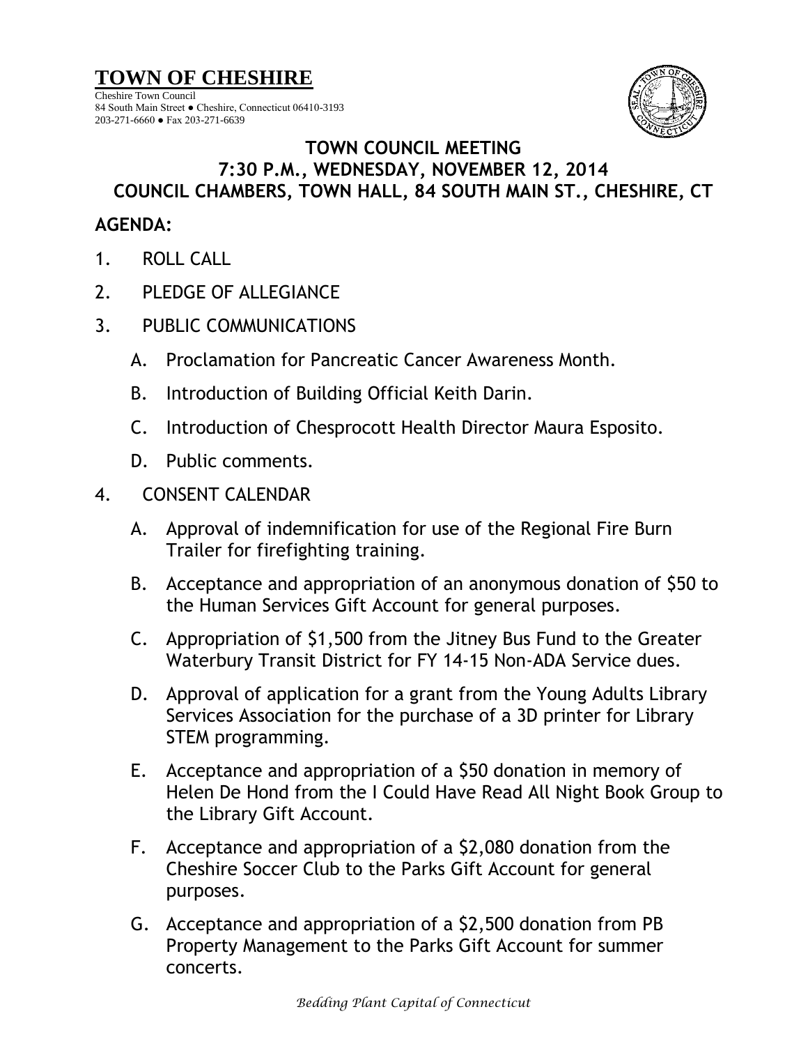# TOWN OF CHESHIRE

Cheshire Town Council
84 South Main Street ● Cheshire, Connecticut 06410-3193
203-271-6660 ● Fax 203-271-6639

## TOWN COUNCIL MEETING
## 7:30 P.M., WEDNESDAY, NOVEMBER 12, 2014
## COUNCIL CHAMBERS, TOWN HALL, 84 SOUTH MAIN ST., CHESHIRE, CT

**AGENDA:**

1. ROLL CALL

2. PLEDGE OF ALLEGIANCE

3. PUBLIC COMMUNICATIONS

   A. Proclamation for Pancreatic Cancer Awareness Month.

   B. Introduction of Building Official Keith Darin.

   C. Introduction of Chesprocott Health Director Maura Esposito.

   D. Public comments.

4. CONSENT CALENDAR

   A. Approval of indemnification for use of the Regional Fire Burn Trailer for firefighting training.

   B. Acceptance and appropriation of an anonymous donation of $50 to the Human Services Gift Account for general purposes.

   C. Appropriation of $1,500 from the Jitney Bus Fund to the Greater Waterbury Transit District for FY 14-15 Non-ADA Service dues.

   D. Approval of application for a grant from the Young Adults Library Services Association for the purchase of a 3D printer for Library STEM programming.

   E. Acceptance and appropriation of a $50 donation in memory of Helen De Hond from the I Could Have Read All Night Book Group to the Library Gift Account.

   F. Acceptance and appropriation of a $2,080 donation from the Cheshire Soccer Club to the Parks Gift Account for general purposes.

   G. Acceptance and appropriation of a $2,500 donation from PB Property Management to the Parks Gift Account for summer concerts.

*Bedding Plant Capital of Connecticut*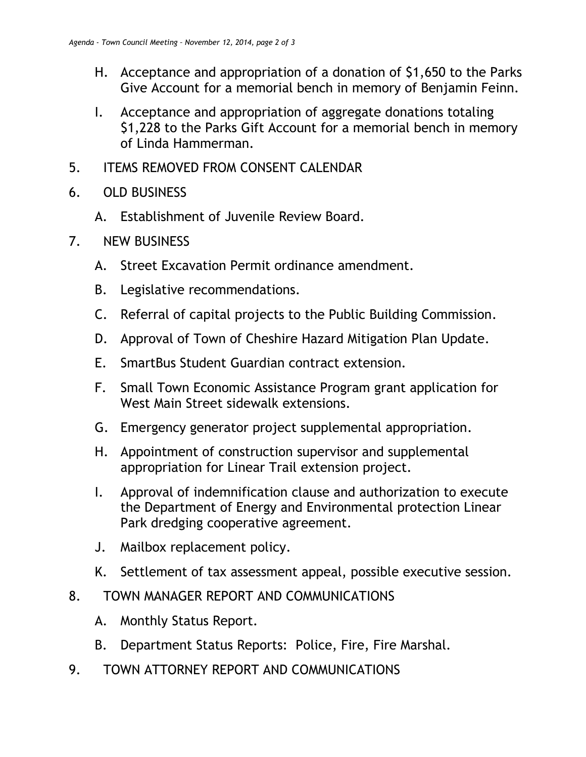H. Acceptance and appropriation of a donation of $1,650 to the Parks Give Account for a memorial bench in memory of Benjamin Feinn.

I. Acceptance and appropriation of aggregate donations totaling $1,228 to the Parks Gift Account for a memorial bench in memory of Linda Hammerman.

5. ITEMS REMOVED FROM CONSENT CALENDAR

6. OLD BUSINESS

   A. Establishment of Juvenile Review Board.

7. NEW BUSINESS

   A. Street Excavation Permit ordinance amendment.

   B. Legislative recommendations.

   C. Referral of capital projects to the Public Building Commission.

   D. Approval of Town of Cheshire Hazard Mitigation Plan Update.

   E. SmartBus Student Guardian contract extension.

   F. Small Town Economic Assistance Program grant application for West Main Street sidewalk extensions.

   G. Emergency generator project supplemental appropriation.

   H. Appointment of construction supervisor and supplemental appropriation for Linear Trail extension project.

   I. Approval of indemnification clause and authorization to execute the Department of Energy and Environmental protection Linear Park dredging cooperative agreement.

   J. Mailbox replacement policy.

   K. Settlement of tax assessment appeal, possible executive session.

8. TOWN MANAGER REPORT AND COMMUNICATIONS

   A. Monthly Status Report.

   B. Department Status Reports: Police, Fire, Fire Marshal.

9. TOWN ATTORNEY REPORT AND COMMUNICATIONS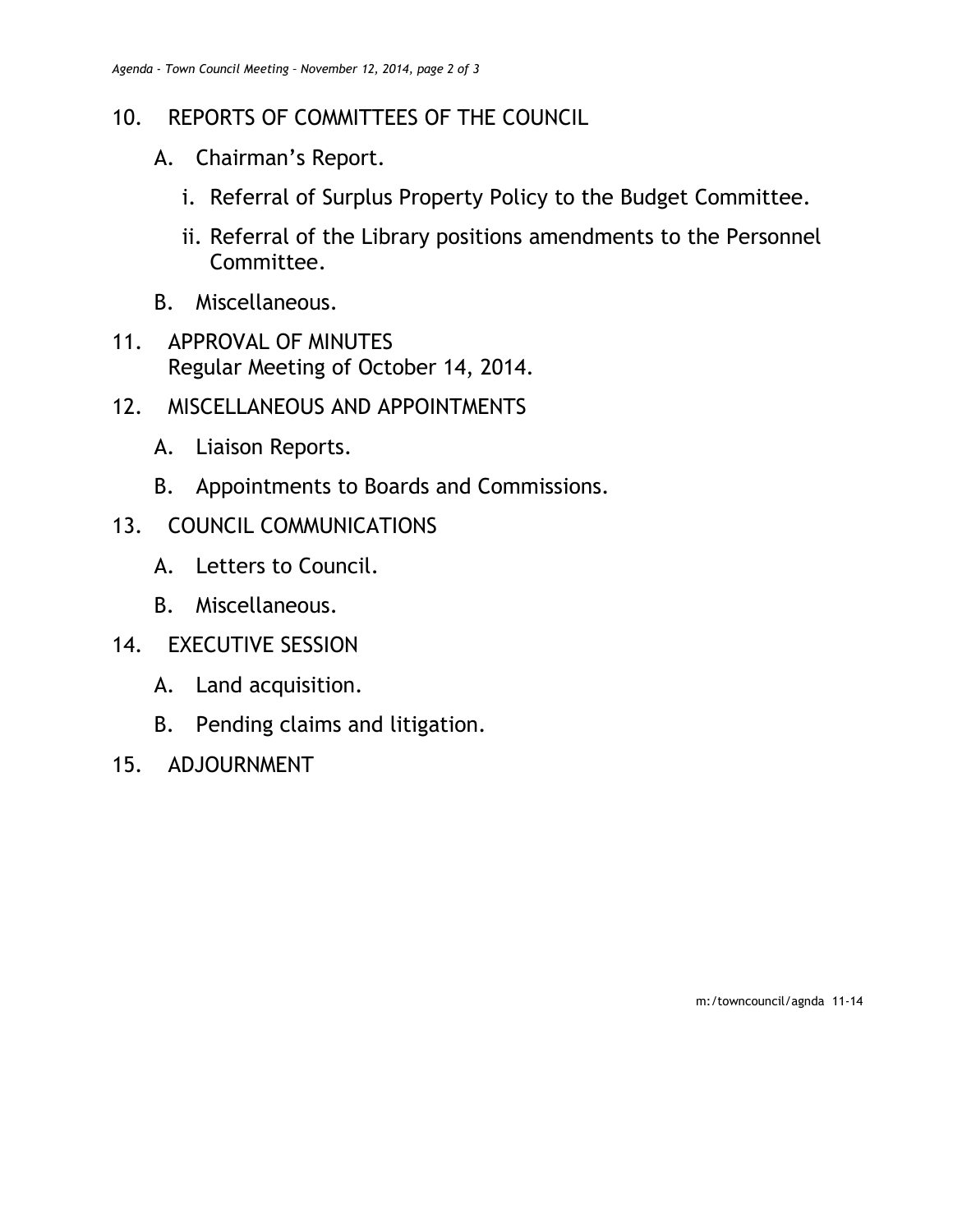10. REPORTS OF COMMITTEES OF THE COUNCIL

    A. Chairman's Report.

       i. Referral of Surplus Property Policy to the Budget Committee.

       ii. Referral of the Library positions amendments to the Personnel Committee.

    B. Miscellaneous.

11. APPROVAL OF MINUTES
    Regular Meeting of October 14, 2014.

12. MISCELLANEOUS AND APPOINTMENTS

    A. Liaison Reports.

    B. Appointments to Boards and Commissions.

13. COUNCIL COMMUNICATIONS

    A. Letters to Council.

    B. Miscellaneous.

14. EXECUTIVE SESSION

    A. Land acquisition.

    B. Pending claims and litigation.

15. ADJOURNMENT

m:/towncouncil/agnda 11-14